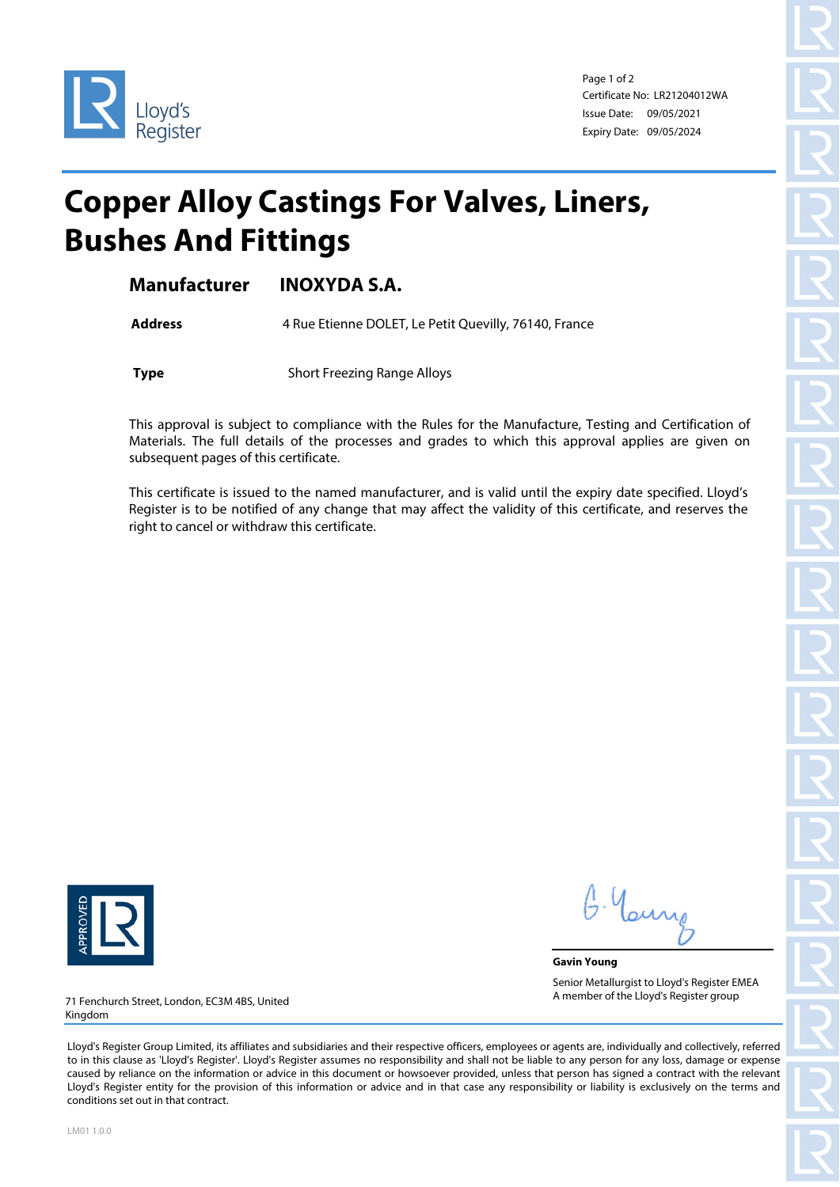Lloyd's Register

Certificate No: LR21204012WA
Issue Date: 09/05/2021
Expiry Date: 09/05/2024

# Copper Alloy Castings For Valves, Liners, Bushes And Fittings

**Manufacturer** **INOXYDA S.A.**

**Address** 4 Rue Etienne DOLET, Le Petit Quevilly, 76140, France

**Type** Short Freezing Range Alloys

This approval is subject to compliance with the Rules for the Manufacture, Testing and Certification of Materials. The full details of the processes and grades to which this approval applies are given on subsequent pages of this certificate.

This certificate is issued to the named manufacturer, and is valid until the expiry date specified. Lloyd's Register is to be notified of any change that may affect the validity of this certificate, and reserves the right to cancel or withdraw this certificate.

APPROVED LR

**Gavin Young**

Senior Metallurgist to Lloyd's Register EMEA
A member of the Lloyd's Register group

71 Fenchurch Street, London, EC3M 4BS, United Kingdom

Lloyd's Register Group Limited, its affiliates and subsidiaries and their respective officers, employees or agents are, individually and collectively, referred to in this clause as 'Lloyd's Register'. Lloyd's Register assumes no responsibility and shall not be liable to any person for any loss, damage or expense caused by reliance on the information or advice in this document or howsoever provided, unless that person has signed a contract with the relevant Lloyd's Register entity for the provision of this information or advice and in that case any responsibility or liability is exclusively on the terms and conditions set out in that contract.

LM01 1.0.0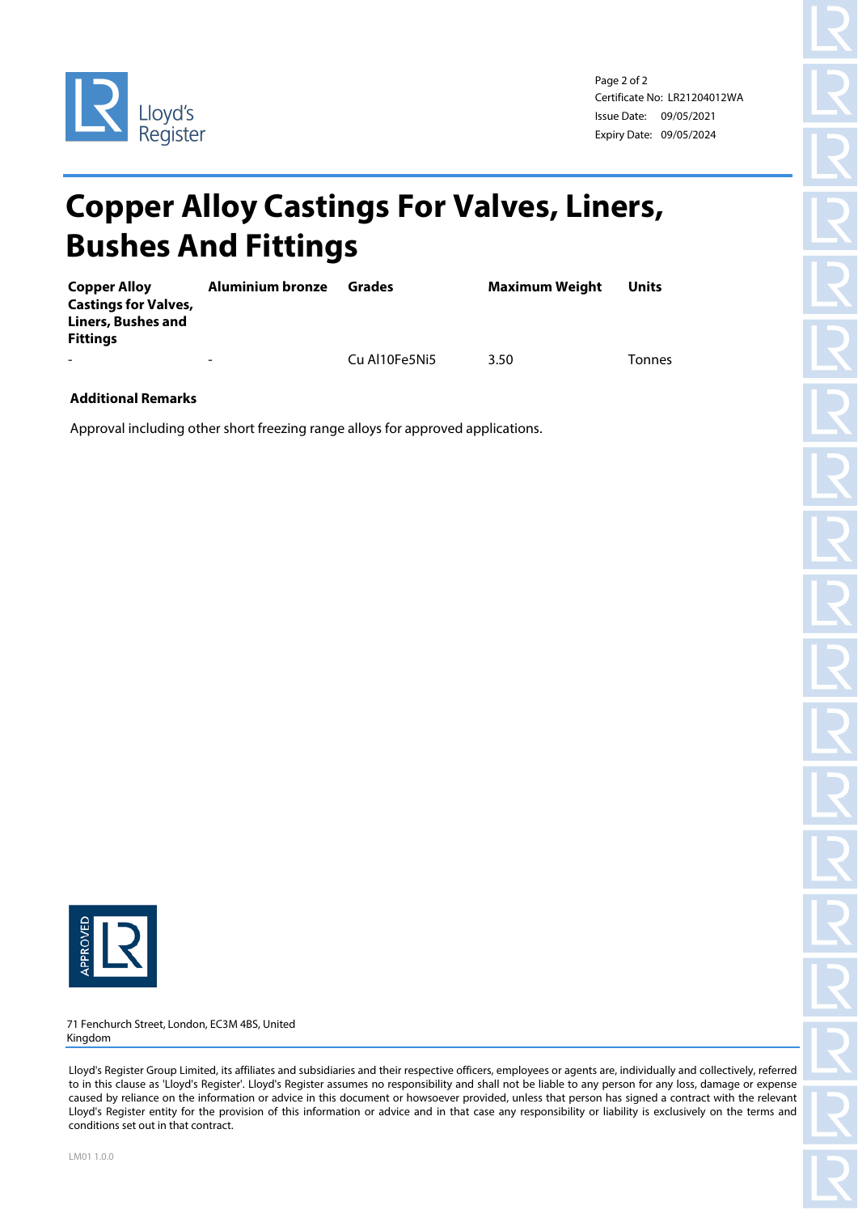Certificate No: LR21204012WA
Issue Date: 09/05/2021
Expiry Date: 09/05/2024

# Copper Alloy Castings For Valves, Liners, Bushes And Fittings

| Copper Alloy Castings for Valves, Liners, Bushes and Fittings | Aluminium bronze | Grades | Maximum Weight | Units |
| --- | --- | --- | --- | --- |
| - | - | Cu Al10Fe5Ni5 | 3.50 | Tonnes |

**Additional Remarks**

Approval including other short freezing range alloys for approved applications.

71 Fenchurch Street, London, EC3M 4BS, United Kingdom

Lloyd's Register Group Limited, its affiliates and subsidiaries and their respective officers, employees or agents are, individually and collectively, referred to in this clause as 'Lloyd's Register'. Lloyd's Register assumes no responsibility and shall not be liable to any person for any loss, damage or expense caused by reliance on the information or advice in this document or howsoever provided, unless that person has signed a contract with the relevant Lloyd's Register entity for the provision of this information or advice and in that case any responsibility or liability is exclusively on the terms and conditions set out in that contract.

LM01 1.0.0